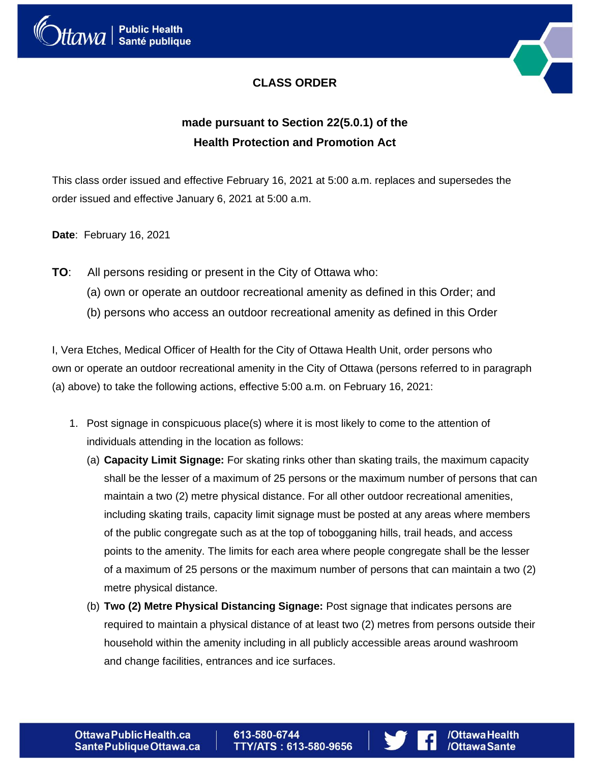# CLASS ORDER

## made pursuant to Section 22(5.0.1) of the Health Protection and Promotion Act

This class order issued and effective February 16, 2021 at 5:00 a.m. replaces and supersedes the order issued and effective January 6, 2021 at 5:00 a.m.

**Date**: February 16, 2021

**TO**: All persons residing or present in the City of Ottawa who:

(a) own or operate an outdoor recreational amenity as defined in this Order; and

(b) persons who access an outdoor recreational amenity as defined in this Order

I, Vera Etches, Medical Officer of Health for the City of Ottawa Health Unit, order persons who own or operate an outdoor recreational amenity in the City of Ottawa (persons referred to in paragraph (a) above) to take the following actions, effective 5:00 a.m. on February 16, 2021:

1. Post signage in conspicuous place(s) where it is most likely to come to the attention of individuals attending in the location as follows:
   (a) **Capacity Limit Signage:** For skating rinks other than skating trails, the maximum capacity shall be the lesser of a maximum of 25 persons or the maximum number of persons that can maintain a two (2) metre physical distance. For all other outdoor recreational amenities, including skating trails, capacity limit signage must be posted at any areas where members of the public congregate such as at the top of tobogganing hills, trail heads, and access points to the amenity. The limits for each area where people congregate shall be the lesser of a maximum of 25 persons or the maximum number of persons that can maintain a two (2) metre physical distance.

   (b) **Two (2) Metre Physical Distancing Signage:** Post signage that indicates persons are required to maintain a physical distance of at least two (2) metres from persons outside their household within the amenity including in all publicly accessible areas around washroom and change facilities, entrances and ice surfaces.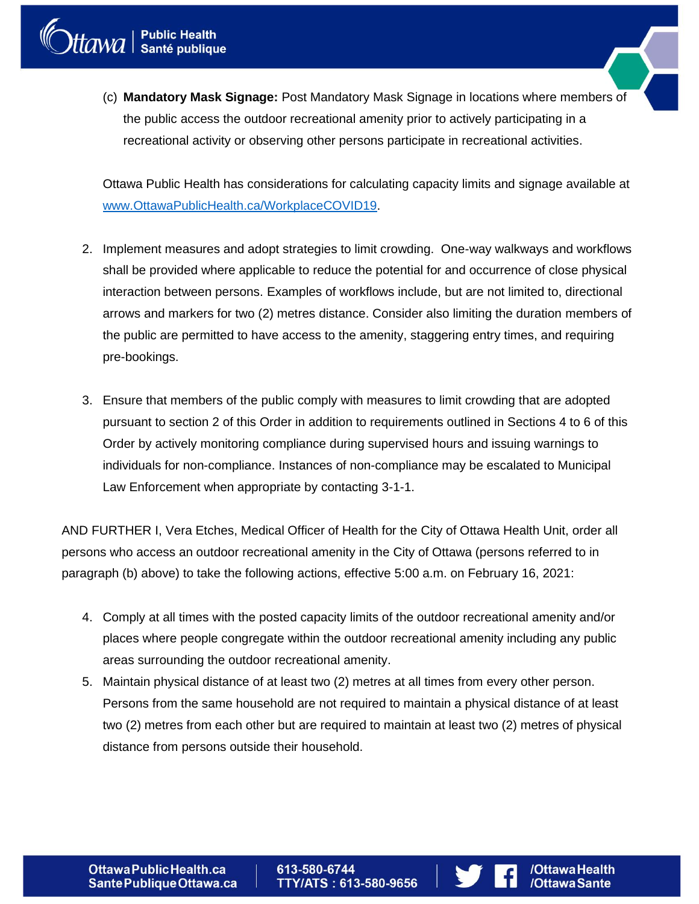(c) **Mandatory Mask Signage:** Post Mandatory Mask Signage in locations where members of the public access the outdoor recreational amenity prior to actively participating in a recreational activity or observing other persons participate in recreational activities.

Ottawa Public Health has considerations for calculating capacity limits and signage available at [www.OttawaPublicHealth.ca/WorkplaceCOVID19](www.OttawaPublicHealth.ca/WorkplaceCOVID19).

2. Implement measures and adopt strategies to limit crowding. One-way walkways and workflows shall be provided where applicable to reduce the potential for and occurrence of close physical interaction between persons. Examples of workflows include, but are not limited to, directional arrows and markers for two (2) metres distance. Consider also limiting the duration members of the public are permitted to have access to the amenity, staggering entry times, and requiring pre-bookings.

3. Ensure that members of the public comply with measures to limit crowding that are adopted pursuant to section 2 of this Order in addition to requirements outlined in Sections 4 to 6 of this Order by actively monitoring compliance during supervised hours and issuing warnings to individuals for non-compliance. Instances of non-compliance may be escalated to Municipal Law Enforcement when appropriate by contacting 3-1-1.

AND FURTHER I, Vera Etches, Medical Officer of Health for the City of Ottawa Health Unit, order all persons who access an outdoor recreational amenity in the City of Ottawa (persons referred to in paragraph (b) above) to take the following actions, effective 5:00 a.m. on February 16, 2021:

4. Comply at all times with the posted capacity limits of the outdoor recreational amenity and/or places where people congregate within the outdoor recreational amenity including any public areas surrounding the outdoor recreational amenity.
5. Maintain physical distance of at least two (2) metres at all times from every other person. Persons from the same household are not required to maintain a physical distance of at least two (2) metres from each other but are required to maintain at least two (2) metres of physical distance from persons outside their household.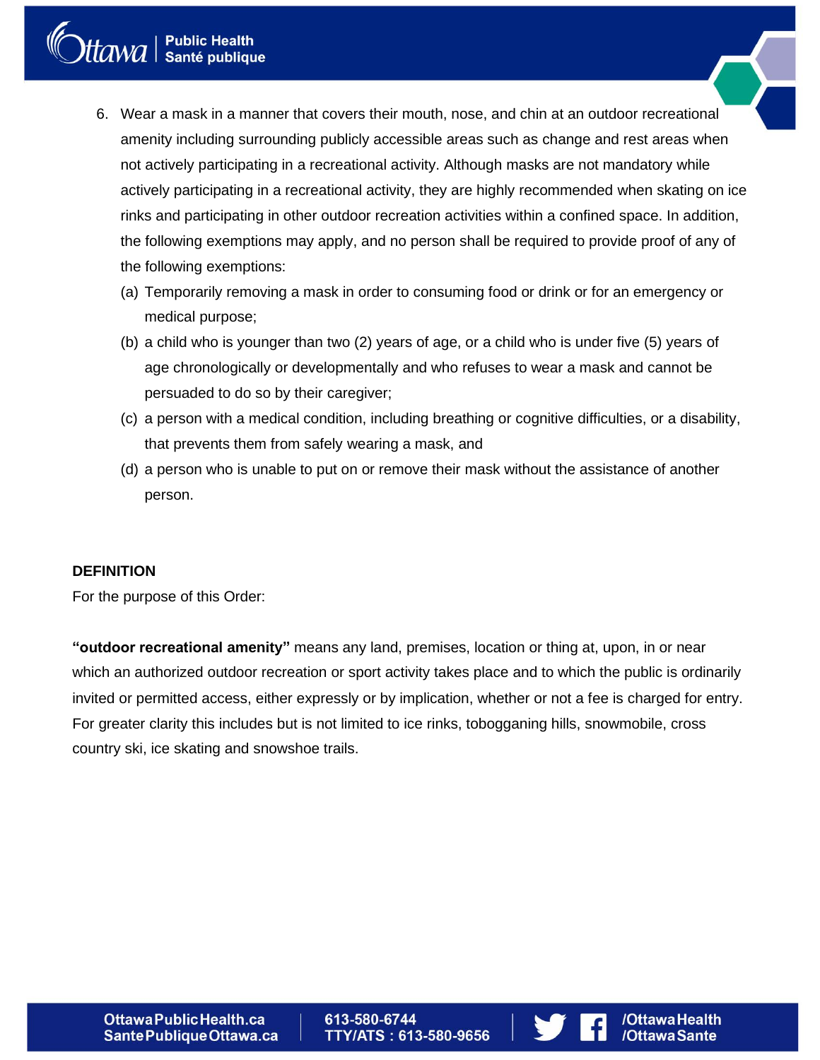6. Wear a mask in a manner that covers their mouth, nose, and chin at an outdoor recreational amenity including surrounding publicly accessible areas such as change and rest areas when not actively participating in a recreational activity. Although masks are not mandatory while actively participating in a recreational activity, they are highly recommended when skating on ice rinks and participating in other outdoor recreation activities within a confined space. In addition, the following exemptions may apply, and no person shall be required to provide proof of any of the following exemptions:
   (a) Temporarily removing a mask in order to consuming food or drink or for an emergency or medical purpose;
   (b) a child who is younger than two (2) years of age, or a child who is under five (5) years of age chronologically or developmentally and who refuses to wear a mask and cannot be persuaded to do so by their caregiver;
   (c) a person with a medical condition, including breathing or cognitive difficulties, or a disability, that prevents them from safely wearing a mask, and
   (d) a person who is unable to put on or remove their mask without the assistance of another person.

**DEFINITION**

For the purpose of this Order:

**"outdoor recreational amenity"** means any land, premises, location or thing at, upon, in or near which an authorized outdoor recreation or sport activity takes place and to which the public is ordinarily invited or permitted access, either expressly or by implication, whether or not a fee is charged for entry. For greater clarity this includes but is not limited to ice rinks, tobogganing hills, snowmobile, cross country ski, ice skating and snowshoe trails.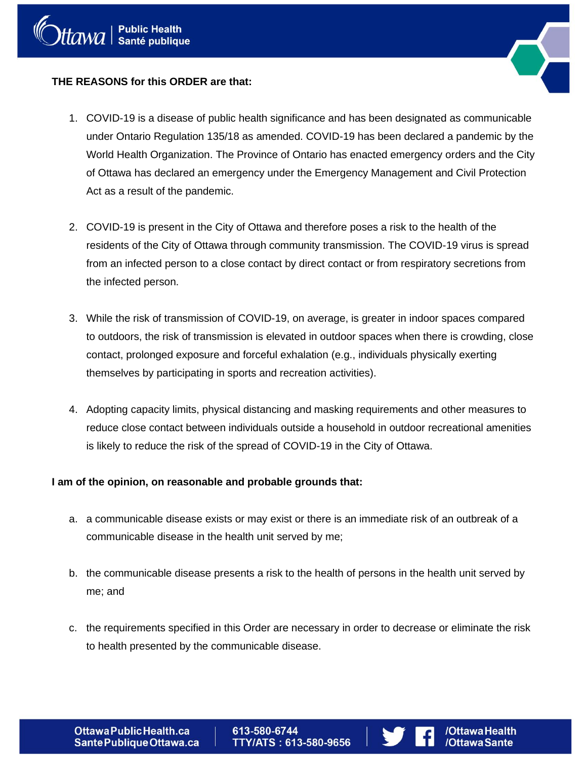**THE REASONS for this ORDER are that:**

1. COVID-19 is a disease of public health significance and has been designated as communicable under Ontario Regulation 135/18 as amended. COVID-19 has been declared a pandemic by the World Health Organization. The Province of Ontario has enacted emergency orders and the City of Ottawa has declared an emergency under the Emergency Management and Civil Protection Act as a result of the pandemic.

2. COVID-19 is present in the City of Ottawa and therefore poses a risk to the health of the residents of the City of Ottawa through community transmission. The COVID-19 virus is spread from an infected person to a close contact by direct contact or from respiratory secretions from the infected person.

3. While the risk of transmission of COVID-19, on average, is greater in indoor spaces compared to outdoors, the risk of transmission is elevated in outdoor spaces when there is crowding, close contact, prolonged exposure and forceful exhalation (e.g., individuals physically exerting themselves by participating in sports and recreation activities).

4. Adopting capacity limits, physical distancing and masking requirements and other measures to reduce close contact between individuals outside a household in outdoor recreational amenities is likely to reduce the risk of the spread of COVID-19 in the City of Ottawa.

**I am of the opinion, on reasonable and probable grounds that:**

a. a communicable disease exists or may exist or there is an immediate risk of an outbreak of a communicable disease in the health unit served by me;

b. the communicable disease presents a risk to the health of persons in the health unit served by me; and

c. the requirements specified in this Order are necessary in order to decrease or eliminate the risk to health presented by the communicable disease.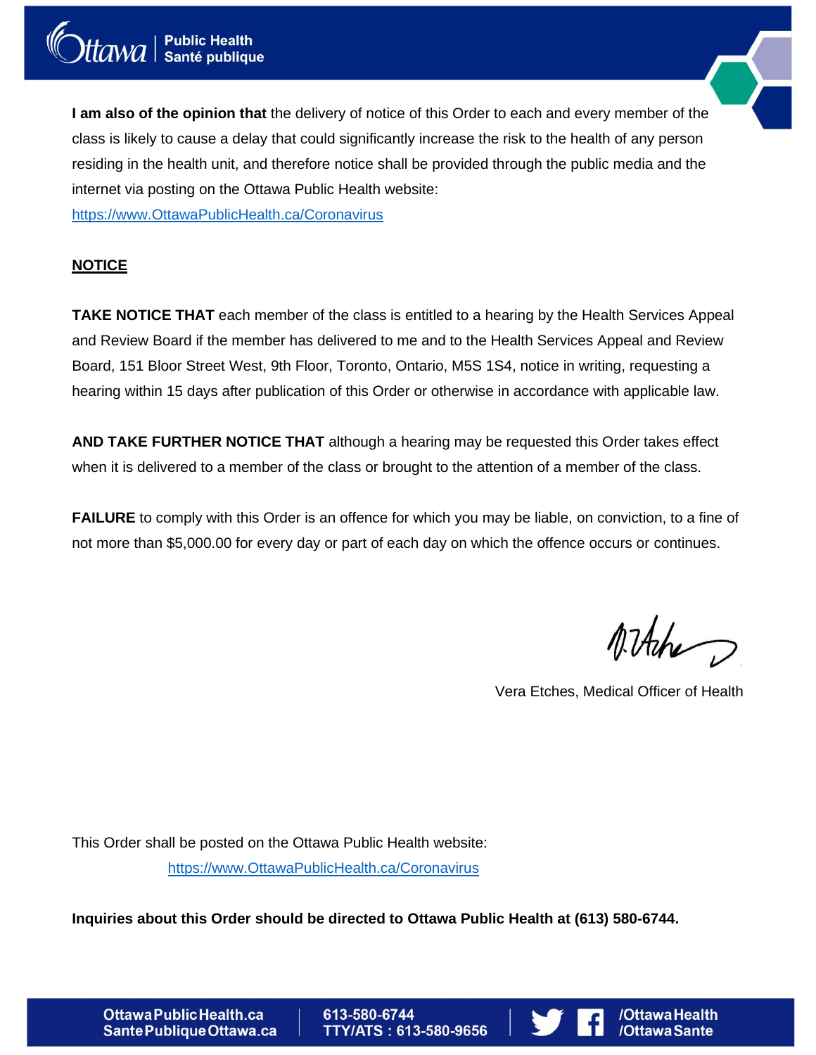**I am also of the opinion that** the delivery of notice of this Order to each and every member of the class is likely to cause a delay that could significantly increase the risk to the health of any person residing in the health unit, and therefore notice shall be provided through the public media and the internet via posting on the Ottawa Public Health website: https://www.OttawaPublicHealth.ca/Coronavirus

**NOTICE**

**TAKE NOTICE THAT** each member of the class is entitled to a hearing by the Health Services Appeal and Review Board if the member has delivered to me and to the Health Services Appeal and Review Board, 151 Bloor Street West, 9th Floor, Toronto, Ontario, M5S 1S4, notice in writing, requesting a hearing within 15 days after publication of this Order or otherwise in accordance with applicable law.

**AND TAKE FURTHER NOTICE THAT** although a hearing may be requested this Order takes effect when it is delivered to a member of the class or brought to the attention of a member of the class.

**FAILURE** to comply with this Order is an offence for which you may be liable, on conviction, to a fine of not more than $5,000.00 for every day or part of each day on which the offence occurs or continues.

Vera Etches, Medical Officer of Health

This Order shall be posted on the Ottawa Public Health website:
https://www.OttawaPublicHealth.ca/Coronavirus

**Inquiries about this Order should be directed to Ottawa Public Health at (613) 580-6744.**